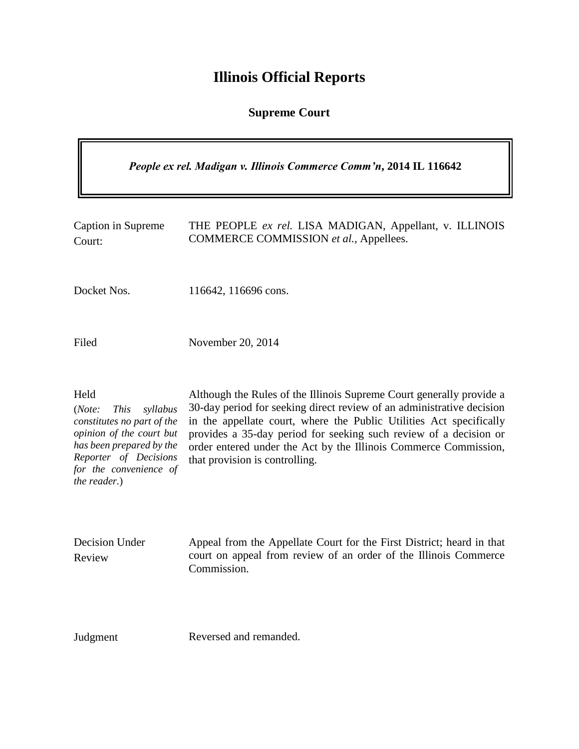# Illinois Official Reports

## Supreme Court

***People ex rel. Madigan v. Illinois Commerce Comm'n*, 2014 IL 116642**

| | |
|---|---|
| Caption in Supreme Court: | THE PEOPLE *ex rel.* LISA MADIGAN, Appellant, v. ILLINOIS COMMERCE COMMISSION *et al.*, Appellees. |
| Docket Nos. | 116642, 116696 cons. |
| Filed | November 20, 2014 |
| Held<br>(*Note: This syllabus constitutes no part of the opinion of the court but has been prepared by the Reporter of Decisions for the convenience of the reader.*) | Although the Rules of the Illinois Supreme Court generally provide a 30-day period for seeking direct review of an administrative decision in the appellate court, where the Public Utilities Act specifically provides a 35-day period for seeking such review of a decision or order entered under the Act by the Illinois Commerce Commission, that provision is controlling. |
| Decision Under Review | Appeal from the Appellate Court for the First District; heard in that court on appeal from review of an order of the Illinois Commerce Commission. |
| Judgment | Reversed and remanded. |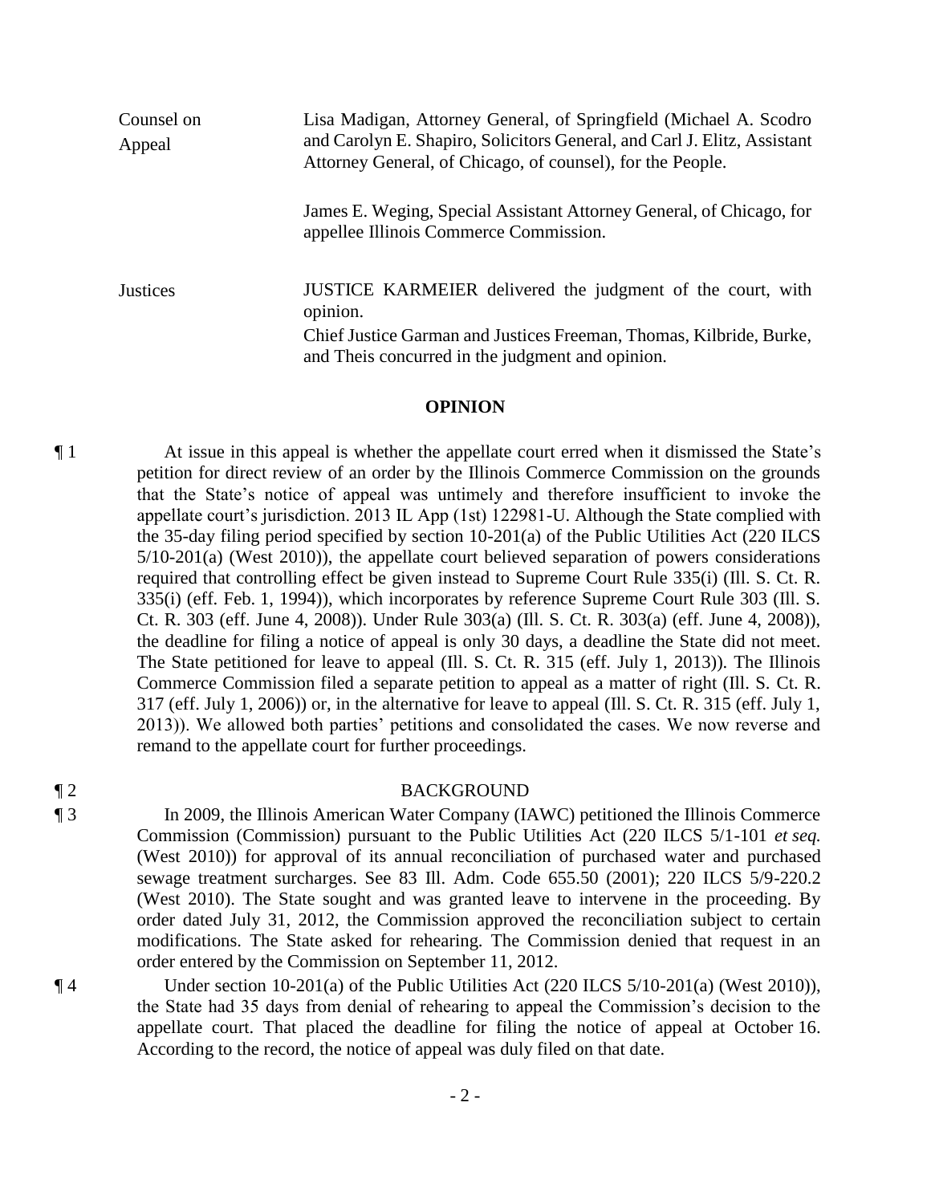| Counsel on Appeal | Lisa Madigan, Attorney General, of Springfield (Michael A. Scodro and Carolyn E. Shapiro, Solicitors General, and Carl J. Elitz, Assistant Attorney General, of Chicago, of counsel), for the People. |
|---|---|
| | James E. Weging, Special Assistant Attorney General, of Chicago, for appellee Illinois Commerce Commission. |
| Justices | JUSTICE KARMEIER delivered the judgment of the court, with opinion. Chief Justice Garman and Justices Freeman, Thomas, Kilbride, Burke, and Theis concurred in the judgment and opinion. |

## OPINION

¶ 1 At issue in this appeal is whether the appellate court erred when it dismissed the State's petition for direct review of an order by the Illinois Commerce Commission on the grounds that the State's notice of appeal was untimely and therefore insufficient to invoke the appellate court's jurisdiction. 2013 IL App (1st) 122981-U. Although the State complied with the 35-day filing period specified by section 10-201(a) of the Public Utilities Act (220 ILCS 5/10-201(a) (West 2010)), the appellate court believed separation of powers considerations required that controlling effect be given instead to Supreme Court Rule 335(i) (Ill. S. Ct. R. 335(i) (eff. Feb. 1, 1994)), which incorporates by reference Supreme Court Rule 303 (Ill. S. Ct. R. 303 (eff. June 4, 2008)). Under Rule 303(a) (Ill. S. Ct. R. 303(a) (eff. June 4, 2008)), the deadline for filing a notice of appeal is only 30 days, a deadline the State did not meet. The State petitioned for leave to appeal (Ill. S. Ct. R. 315 (eff. July 1, 2013)). The Illinois Commerce Commission filed a separate petition to appeal as a matter of right (Ill. S. Ct. R. 317 (eff. July 1, 2006)) or, in the alternative for leave to appeal (Ill. S. Ct. R. 315 (eff. July 1, 2013)). We allowed both parties' petitions and consolidated the cases. We now reverse and remand to the appellate court for further proceedings.

## ¶ 2 BACKGROUND

¶ 3 In 2009, the Illinois American Water Company (IAWC) petitioned the Illinois Commerce Commission (Commission) pursuant to the Public Utilities Act (220 ILCS 5/1-101 *et seq.* (West 2010)) for approval of its annual reconciliation of purchased water and purchased sewage treatment surcharges. See 83 Ill. Adm. Code 655.50 (2001); 220 ILCS 5/9-220.2 (West 2010). The State sought and was granted leave to intervene in the proceeding. By order dated July 31, 2012, the Commission approved the reconciliation subject to certain modifications. The State asked for rehearing. The Commission denied that request in an order entered by the Commission on September 11, 2012.

¶ 4 Under section 10-201(a) of the Public Utilities Act (220 ILCS 5/10-201(a) (West 2010)), the State had 35 days from denial of rehearing to appeal the Commission's decision to the appellate court. That placed the deadline for filing the notice of appeal at October 16. According to the record, the notice of appeal was duly filed on that date.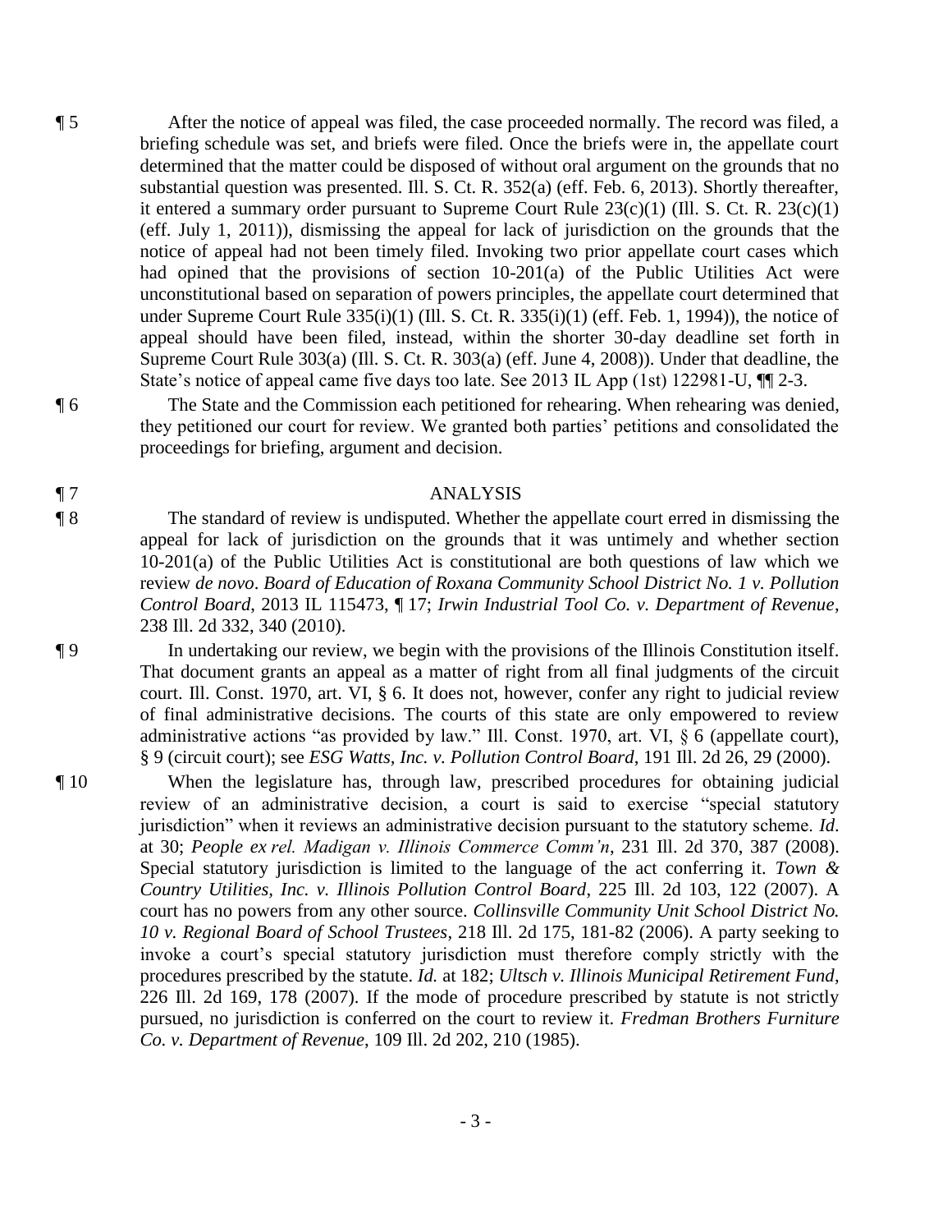¶ 5 After the notice of appeal was filed, the case proceeded normally. The record was filed, a briefing schedule was set, and briefs were filed. Once the briefs were in, the appellate court determined that the matter could be disposed of without oral argument on the grounds that no substantial question was presented. Ill. S. Ct. R. 352(a) (eff. Feb. 6, 2013). Shortly thereafter, it entered a summary order pursuant to Supreme Court Rule 23(c)(1) (Ill. S. Ct. R. 23(c)(1) (eff. July 1, 2011)), dismissing the appeal for lack of jurisdiction on the grounds that the notice of appeal had not been timely filed. Invoking two prior appellate court cases which had opined that the provisions of section 10-201(a) of the Public Utilities Act were unconstitutional based on separation of powers principles, the appellate court determined that under Supreme Court Rule 335(i)(1) (Ill. S. Ct. R. 335(i)(1) (eff. Feb. 1, 1994)), the notice of appeal should have been filed, instead, within the shorter 30-day deadline set forth in Supreme Court Rule 303(a) (Ill. S. Ct. R. 303(a) (eff. June 4, 2008)). Under that deadline, the State's notice of appeal came five days too late. See 2013 IL App (1st) 122981-U, ¶¶ 2-3.

¶ 6 The State and the Commission each petitioned for rehearing. When rehearing was denied, they petitioned our court for review. We granted both parties' petitions and consolidated the proceedings for briefing, argument and decision.

## ¶ 7 ANALYSIS

¶ 8 The standard of review is undisputed. Whether the appellate court erred in dismissing the appeal for lack of jurisdiction on the grounds that it was untimely and whether section 10-201(a) of the Public Utilities Act is constitutional are both questions of law which we review *de novo*. *Board of Education of Roxana Community School District No. 1 v. Pollution Control Board*, 2013 IL 115473, ¶ 17; *Irwin Industrial Tool Co. v. Department of Revenue*, 238 Ill. 2d 332, 340 (2010).

¶ 9 In undertaking our review, we begin with the provisions of the Illinois Constitution itself. That document grants an appeal as a matter of right from all final judgments of the circuit court. Ill. Const. 1970, art. VI, § 6. It does not, however, confer any right to judicial review of final administrative decisions. The courts of this state are only empowered to review administrative actions "as provided by law." Ill. Const. 1970, art. VI, § 6 (appellate court), § 9 (circuit court); see *ESG Watts, Inc. v. Pollution Control Board*, 191 Ill. 2d 26, 29 (2000).

¶ 10 When the legislature has, through law, prescribed procedures for obtaining judicial review of an administrative decision, a court is said to exercise "special statutory jurisdiction" when it reviews an administrative decision pursuant to the statutory scheme. *Id.* at 30; *People ex rel. Madigan v. Illinois Commerce Comm'n*, 231 Ill. 2d 370, 387 (2008). Special statutory jurisdiction is limited to the language of the act conferring it. *Town & Country Utilities, Inc. v. Illinois Pollution Control Board*, 225 Ill. 2d 103, 122 (2007). A court has no powers from any other source. *Collinsville Community Unit School District No. 10 v. Regional Board of School Trustees*, 218 Ill. 2d 175, 181-82 (2006). A party seeking to invoke a court's special statutory jurisdiction must therefore comply strictly with the procedures prescribed by the statute. *Id.* at 182; *Ultsch v. Illinois Municipal Retirement Fund*, 226 Ill. 2d 169, 178 (2007). If the mode of procedure prescribed by statute is not strictly pursued, no jurisdiction is conferred on the court to review it. *Fredman Brothers Furniture Co. v. Department of Revenue*, 109 Ill. 2d 202, 210 (1985).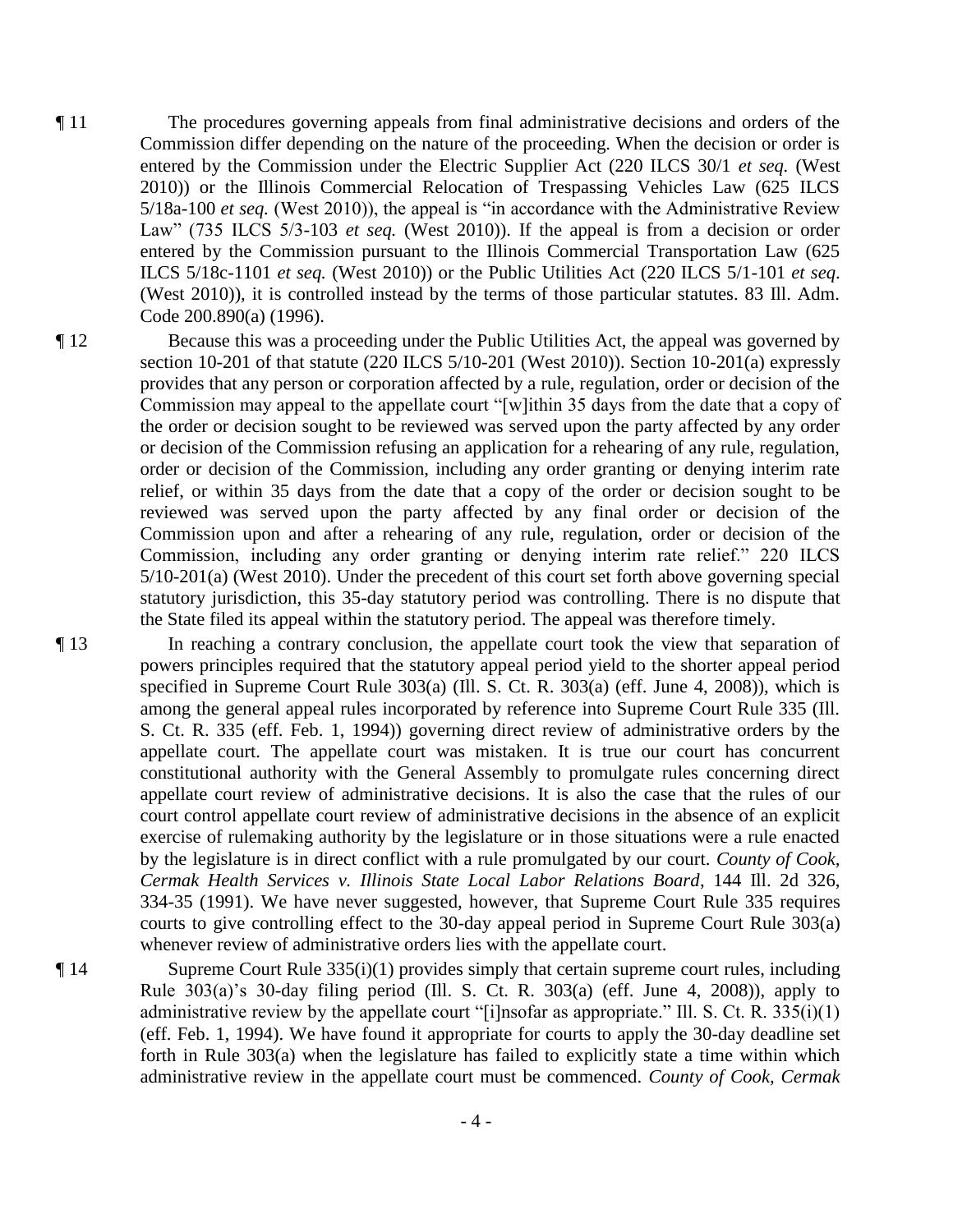¶ 11 The procedures governing appeals from final administrative decisions and orders of the Commission differ depending on the nature of the proceeding. When the decision or order is entered by the Commission under the Electric Supplier Act (220 ILCS 30/1 *et seq.* (West 2010)) or the Illinois Commercial Relocation of Trespassing Vehicles Law (625 ILCS 5/18a-100 *et seq.* (West 2010)), the appeal is "in accordance with the Administrative Review Law" (735 ILCS 5/3-103 *et seq.* (West 2010)). If the appeal is from a decision or order entered by the Commission pursuant to the Illinois Commercial Transportation Law (625 ILCS 5/18c-1101 *et seq.* (West 2010)) or the Public Utilities Act (220 ILCS 5/1-101 *et seq*. (West 2010)), it is controlled instead by the terms of those particular statutes. 83 Ill. Adm. Code 200.890(a) (1996).

¶ 12 Because this was a proceeding under the Public Utilities Act, the appeal was governed by section 10-201 of that statute (220 ILCS 5/10-201 (West 2010)). Section 10-201(a) expressly provides that any person or corporation affected by a rule, regulation, order or decision of the Commission may appeal to the appellate court "[w]ithin 35 days from the date that a copy of the order or decision sought to be reviewed was served upon the party affected by any order or decision of the Commission refusing an application for a rehearing of any rule, regulation, order or decision of the Commission, including any order granting or denying interim rate relief, or within 35 days from the date that a copy of the order or decision sought to be reviewed was served upon the party affected by any final order or decision of the Commission upon and after a rehearing of any rule, regulation, order or decision of the Commission, including any order granting or denying interim rate relief." 220 ILCS 5/10-201(a) (West 2010). Under the precedent of this court set forth above governing special statutory jurisdiction, this 35-day statutory period was controlling. There is no dispute that the State filed its appeal within the statutory period. The appeal was therefore timely.

¶ 13 In reaching a contrary conclusion, the appellate court took the view that separation of powers principles required that the statutory appeal period yield to the shorter appeal period specified in Supreme Court Rule 303(a) (Ill. S. Ct. R. 303(a) (eff. June 4, 2008)), which is among the general appeal rules incorporated by reference into Supreme Court Rule 335 (Ill. S. Ct. R. 335 (eff. Feb. 1, 1994)) governing direct review of administrative orders by the appellate court. The appellate court was mistaken. It is true our court has concurrent constitutional authority with the General Assembly to promulgate rules concerning direct appellate court review of administrative decisions. It is also the case that the rules of our court control appellate court review of administrative decisions in the absence of an explicit exercise of rulemaking authority by the legislature or in those situations were a rule enacted by the legislature is in direct conflict with a rule promulgated by our court. *County of Cook, Cermak Health Services v. Illinois State Local Labor Relations Board*, 144 Ill. 2d 326, 334-35 (1991). We have never suggested, however, that Supreme Court Rule 335 requires courts to give controlling effect to the 30-day appeal period in Supreme Court Rule 303(a) whenever review of administrative orders lies with the appellate court.

¶ 14 Supreme Court Rule 335(i)(1) provides simply that certain supreme court rules, including Rule 303(a)'s 30-day filing period (Ill. S. Ct. R. 303(a) (eff. June 4, 2008)), apply to administrative review by the appellate court "[i]nsofar as appropriate." Ill. S. Ct. R. 335(i)(1) (eff. Feb. 1, 1994). We have found it appropriate for courts to apply the 30-day deadline set forth in Rule 303(a) when the legislature has failed to explicitly state a time within which administrative review in the appellate court must be commenced. *County of Cook, Cermak*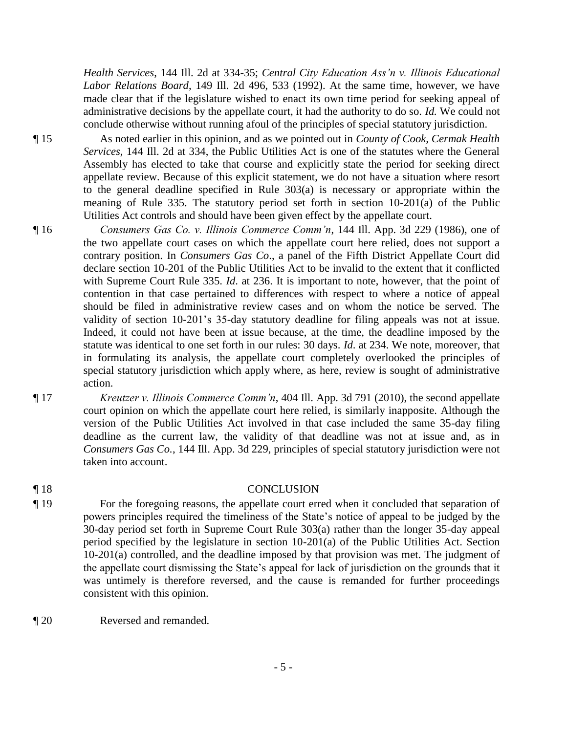*Health Services*, 144 Ill. 2d at 334-35; *Central City Education Ass'n v. Illinois Educational Labor Relations Board*, 149 Ill. 2d 496, 533 (1992). At the same time, however, we have made clear that if the legislature wished to enact its own time period for seeking appeal of administrative decisions by the appellate court, it had the authority to do so. *Id.* We could not conclude otherwise without running afoul of the principles of special statutory jurisdiction.

¶ 15 As noted earlier in this opinion, and as we pointed out in *County of Cook, Cermak Health Services*, 144 Ill. 2d at 334, the Public Utilities Act is one of the statutes where the General Assembly has elected to take that course and explicitly state the period for seeking direct appellate review. Because of this explicit statement, we do not have a situation where resort to the general deadline specified in Rule 303(a) is necessary or appropriate within the meaning of Rule 335. The statutory period set forth in section 10-201(a) of the Public Utilities Act controls and should have been given effect by the appellate court.

¶ 16 *Consumers Gas Co. v. Illinois Commerce Comm'n*, 144 Ill. App. 3d 229 (1986), one of the two appellate court cases on which the appellate court here relied, does not support a contrary position. In *Consumers Gas Co*., a panel of the Fifth District Appellate Court did declare section 10-201 of the Public Utilities Act to be invalid to the extent that it conflicted with Supreme Court Rule 335. *Id*. at 236. It is important to note, however, that the point of contention in that case pertained to differences with respect to where a notice of appeal should be filed in administrative review cases and on whom the notice be served. The validity of section 10-201's 35-day statutory deadline for filing appeals was not at issue. Indeed, it could not have been at issue because, at the time, the deadline imposed by the statute was identical to one set forth in our rules: 30 days. *Id*. at 234. We note, moreover, that in formulating its analysis, the appellate court completely overlooked the principles of special statutory jurisdiction which apply where, as here, review is sought of administrative action.

¶ 17 *Kreutzer v. Illinois Commerce Comm'n*, 404 Ill. App. 3d 791 (2010), the second appellate court opinion on which the appellate court here relied, is similarly inapposite. Although the version of the Public Utilities Act involved in that case included the same 35-day filing deadline as the current law, the validity of that deadline was not at issue and, as in *Consumers Gas Co.*, 144 Ill. App. 3d 229, principles of special statutory jurisdiction were not taken into account.

## ¶ 18 CONCLUSION

¶ 19 For the foregoing reasons, the appellate court erred when it concluded that separation of powers principles required the timeliness of the State's notice of appeal to be judged by the 30-day period set forth in Supreme Court Rule 303(a) rather than the longer 35-day appeal period specified by the legislature in section 10-201(a) of the Public Utilities Act. Section 10-201(a) controlled, and the deadline imposed by that provision was met. The judgment of the appellate court dismissing the State's appeal for lack of jurisdiction on the grounds that it was untimely is therefore reversed, and the cause is remanded for further proceedings consistent with this opinion.

¶ 20 Reversed and remanded.